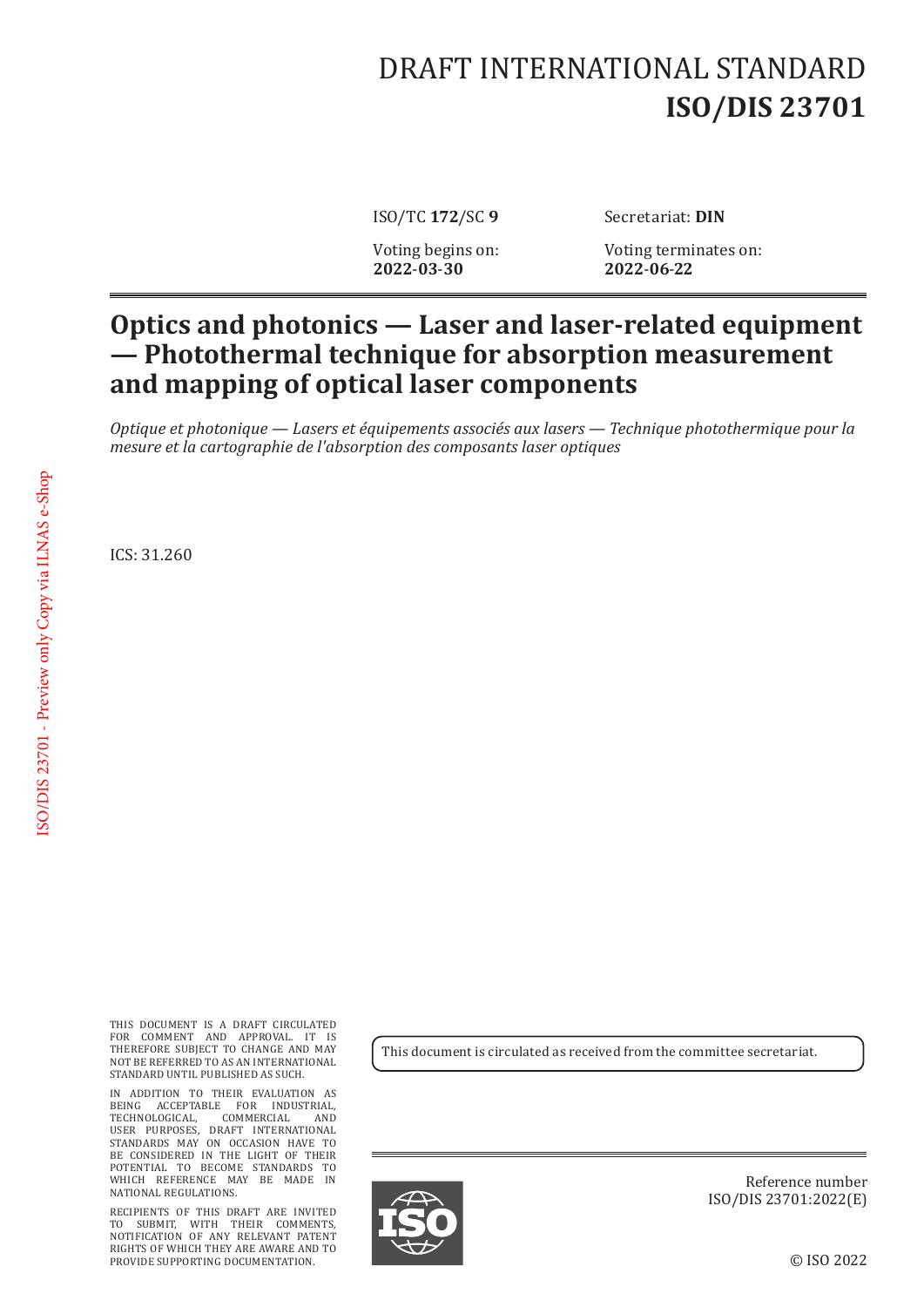# DRAFT INTERNATIONAL STANDARD
# ISO/DIS 23701

ISO/TC **172**/SC **9** | Secretariat: **DIN**

Voting begins on: **2022-03-30** | Voting terminates on: **2022-06-22**

## Optics and photonics — Laser and laser-related equipment — Photothermal technique for absorption measurement and mapping of optical laser components

*Optique et photonique — Lasers et équipements associés aux lasers — Technique photothermique pour la mesure et la cartographie de l'absorption des composants laser optiques*

ICS: 31.260

This document is circulated as received from the committee secretariat.

THIS DOCUMENT IS A DRAFT CIRCULATED FOR COMMENT AND APPROVAL. IT IS THEREFORE SUBJECT TO CHANGE AND MAY NOT BE REFERRED TO AS AN INTERNATIONAL STANDARD UNTIL PUBLISHED AS SUCH.

IN ADDITION TO THEIR EVALUATION AS BEING ACCEPTABLE FOR INDUSTRIAL, TECHNOLOGICAL, COMMERCIAL AND USER PURPOSES, DRAFT INTERNATIONAL STANDARDS MAY ON OCCASION HAVE TO BE CONSIDERED IN THE LIGHT OF THEIR POTENTIAL TO BECOME STANDARDS TO WHICH REFERENCE MAY BE MADE IN NATIONAL REGULATIONS.

RECIPIENTS OF THIS DRAFT ARE INVITED TO SUBMIT, WITH THEIR COMMENTS, NOTIFICATION OF ANY RELEVANT PATENT RIGHTS OF WHICH THEY ARE AWARE AND TO PROVIDE SUPPORTING DOCUMENTATION.

Reference number
ISO/DIS 23701:2022(E)

© ISO 2022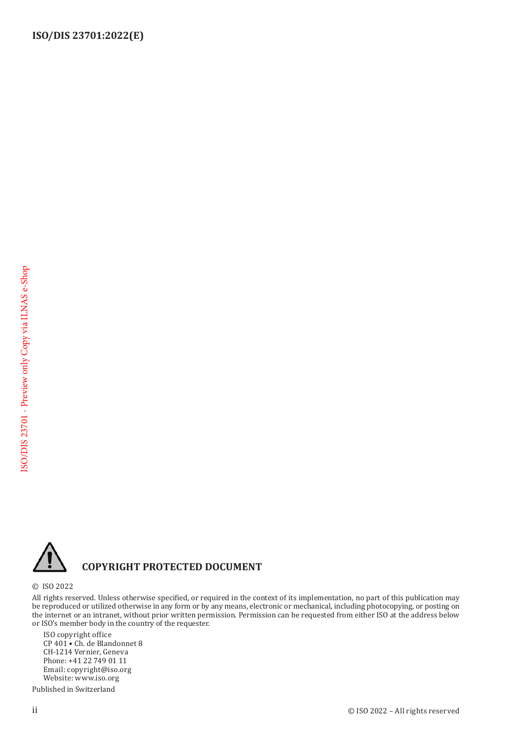**COPYRIGHT PROTECTED DOCUMENT**

© ISO 2022

All rights reserved. Unless otherwise specified, or required in the context of its implementation, no part of this publication may be reproduced or utilized otherwise in any form or by any means, electronic or mechanical, including photocopying, or posting on the internet or an intranet, without prior written permission. Permission can be requested from either ISO at the address below or ISO's member body in the country of the requester.

ISO copyright office
CP 401 • Ch. de Blandonnet 8
CH-1214 Vernier, Geneva
Phone: +41 22 749 01 11
Email: copyright@iso.org
Website: www.iso.org

Published in Switzerland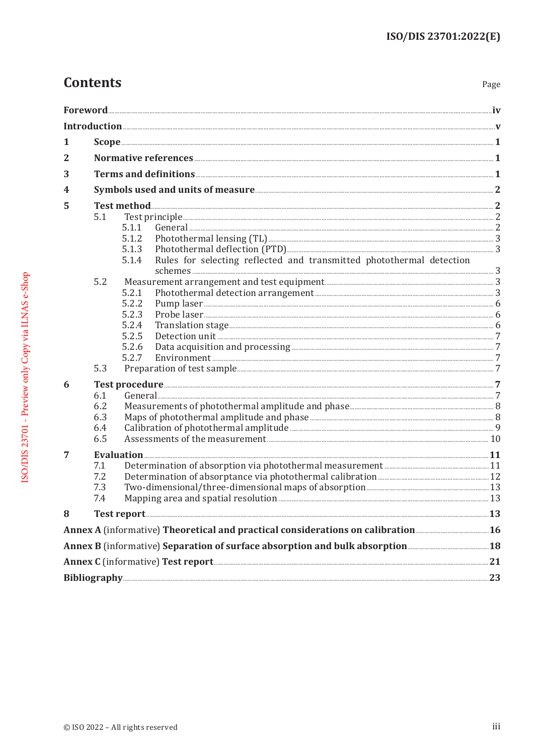# Contents

Page

**Foreword** .......... **iv**

**Introduction** .......... **v**

**1 Scope** .......... **1**

**2 Normative references** .......... **1**

**3 Terms and definitions** .......... **1**

**4 Symbols used and units of measure** .......... **2**

**5 Test method** .......... **2**

- 5.1 Test principle .......... 2
  - 5.1.1 General .......... 2
  - 5.1.2 Photothermal lensing (TL) .......... 3
  - 5.1.3 Photothermal deflection (PTD) .......... 3
  - 5.1.4 Rules for selecting reflected and transmitted photothermal detection schemes .......... 3
- 5.2 Measurement arrangement and test equipment .......... 3
  - 5.2.1 Photothermal detection arrangement .......... 3
  - 5.2.2 Pump laser .......... 6
  - 5.2.3 Probe laser .......... 6
  - 5.2.4 Translation stage .......... 6
  - 5.2.5 Detection unit .......... 7
  - 5.2.6 Data acquisition and processing .......... 7
  - 5.2.7 Environment .......... 7
- 5.3 Preparation of test sample .......... 7

**6 Test procedure** .......... **7**

- 6.1 General .......... 7
- 6.2 Measurements of photothermal amplitude and phase .......... 8
- 6.3 Maps of photothermal amplitude and phase .......... 8
- 6.4 Calibration of photothermal amplitude .......... 9
- 6.5 Assessments of the measurement .......... 10

**7 Evaluation** .......... **11**

- 7.1 Determination of absorption via photothermal measurement .......... 11
- 7.2 Determination of absorptance via photothermal calibration .......... 12
- 7.3 Two-dimensional/three-dimensional maps of absorption .......... 13
- 7.4 Mapping area and spatial resolution .......... 13

**8 Test report** .......... **13**

**Annex A** (informative) **Theoretical and practical considerations on calibration** .......... **16**

**Annex B** (informative) **Separation of surface absorption and bulk absorption** .......... **18**

**Annex C** (informative) **Test report** .......... **21**

**Bibliography** .......... **23**